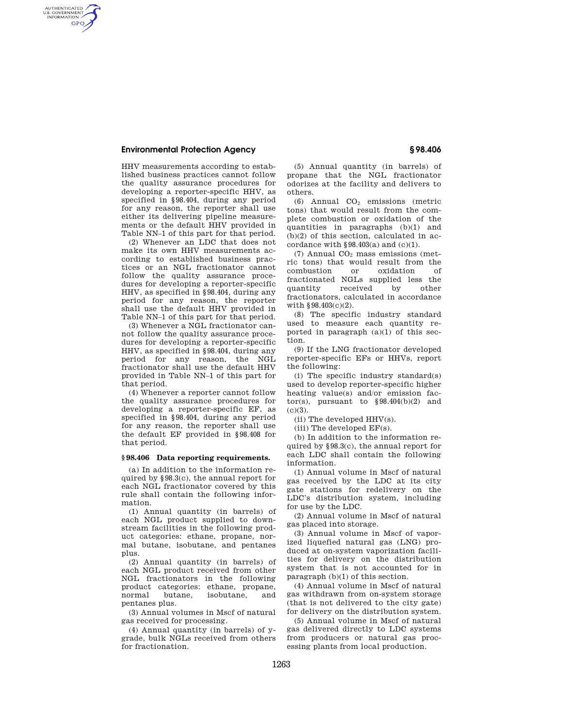HHV measurements according to established business practices cannot follow the quality assurance procedures for developing a reporter-specific HHV, as specified in §98.404, during any period for any reason, the reporter shall use either its delivering pipeline measurements or the default HHV provided in Table NN–1 of this part for that period.

(2) Whenever an LDC that does not make its own HHV measurements according to established business practices or an NGL fractionator cannot follow the quality assurance procedures for developing a reporter-specific HHV, as specified in §98.404, during any period for any reason, the reporter shall use the default HHV provided in Table NN–1 of this part for that period.

(3) Whenever a NGL fractionator cannot follow the quality assurance procedures for developing a reporter-specific HHV, as specified in §98.404, during any period for any reason, the NGL fractionator shall use the default HHV provided in Table NN–1 of this part for that period.

(4) Whenever a reporter cannot follow the quality assurance procedures for developing a reporter-specific EF, as specified in §98.404, during any period for any reason, the reporter shall use the default EF provided in §98.408 for that period.

### §98.406 Data reporting requirements.

(a) In addition to the information required by §98.3(c), the annual report for each NGL fractionator covered by this rule shall contain the following information.

(1) Annual quantity (in barrels) of each NGL product supplied to downstream facilities in the following product categories: ethane, propane, normal butane, isobutane, and pentanes plus.

(2) Annual quantity (in barrels) of each NGL product received from other NGL fractionators in the following product categories: ethane, propane, normal butane, isobutane, and pentanes plus.

(3) Annual volumes in Mscf of natural gas received for processing.

(4) Annual quantity (in barrels) of y-grade, bulk NGLs received from others for fractionation.

(5) Annual quantity (in barrels) of propane that the NGL fractionator odorizes at the facility and delivers to others.

(6) Annual $CO_2$ emissions (metric tons) that would result from the complete combustion or oxidation of the quantities in paragraphs (b)(1) and (b)(2) of this section, calculated in accordance with §98.403(a) and (c)(1).

(7) Annual $CO_2$ mass emissions (metric tons) that would result from the combustion or oxidation of fractionated NGLs supplied less the quantity received by other fractionators, calculated in accordance with §98.403(c)(2).

(8) The specific industry standard used to measure each quantity reported in paragraph (a)(1) of this section.

(9) If the LNG fractionator developed reporter-specific EFs or HHVs, report the following:

(i) The specific industry standard(s) used to develop reporter-specific higher heating value(s) and/or emission factor(s), pursuant to §98.404(b)(2) and (c)(3).

(ii) The developed HHV(s).

(iii) The developed EF(s).

(b) In addition to the information required by §98.3(c), the annual report for each LDC shall contain the following information.

(1) Annual volume in Mscf of natural gas received by the LDC at its city gate stations for redelivery on the LDC's distribution system, including for use by the LDC.

(2) Annual volume in Mscf of natural gas placed into storage.

(3) Annual volume in Mscf of vaporized liquefied natural gas (LNG) produced at on-system vaporization facilities for delivery on the distribution system that is not accounted for in paragraph (b)(1) of this section.

(4) Annual volume in Mscf of natural gas withdrawn from on-system storage (that is not delivered to the city gate) for delivery on the distribution system.

(5) Annual volume in Mscf of natural gas delivered directly to LDC systems from producers or natural gas processing plants from local production.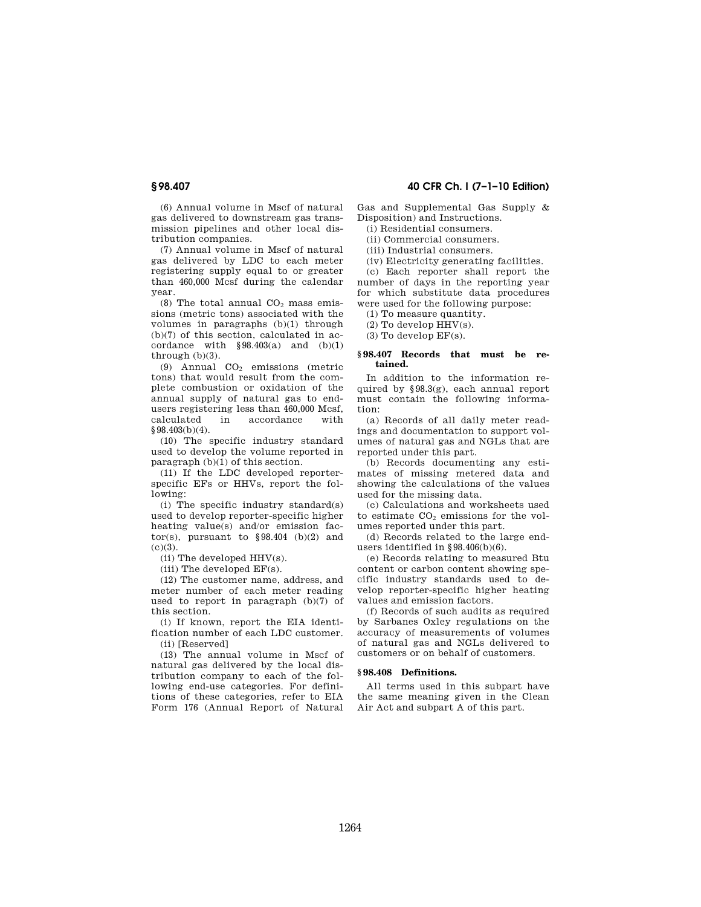(6) Annual volume in Mscf of natural gas delivered to downstream gas transmission pipelines and other local distribution companies.

(7) Annual volume in Mscf of natural gas delivered by LDC to each meter registering supply equal to or greater than 460,000 Mcsf during the calendar year.

(8) The total annual $CO_2$ mass emissions (metric tons) associated with the volumes in paragraphs (b)(1) through (b)(7) of this section, calculated in accordance with §98.403(a) and (b)(1) through (b)(3).

(9) Annual $CO_2$ emissions (metric tons) that would result from the complete combustion or oxidation of the annual supply of natural gas to end-users registering less than 460,000 Mcsf, calculated in accordance with §98.403(b)(4).

(10) The specific industry standard used to develop the volume reported in paragraph (b)(1) of this section.

(11) If the LDC developed reporter-specific EFs or HHVs, report the following:

(i) The specific industry standard(s) used to develop reporter-specific higher heating value(s) and/or emission factor(s), pursuant to §98.404 (b)(2) and (c)(3).

(ii) The developed HHV(s).

(iii) The developed EF(s).

(12) The customer name, address, and meter number of each meter reading used to report in paragraph (b)(7) of this section.

(i) If known, report the EIA identification number of each LDC customer.

(ii) [Reserved]

(13) The annual volume in Mscf of natural gas delivered by the local distribution company to each of the following end-use categories. For definitions of these categories, refer to EIA Form 176 (Annual Report of Natural Gas and Supplemental Gas Supply & Disposition) and Instructions.

(i) Residential consumers.

(ii) Commercial consumers.

(iii) Industrial consumers.

(iv) Electricity generating facilities.

(c) Each reporter shall report the number of days in the reporting year for which substitute data procedures were used for the following purpose:

(1) To measure quantity.

(2) To develop HHV(s).

(3) To develop EF(s).

### §98.407 Records that must be retained.

In addition to the information required by §98.3(g), each annual report must contain the following information:

(a) Records of all daily meter readings and documentation to support volumes of natural gas and NGLs that are reported under this part.

(b) Records documenting any estimates of missing metered data and showing the calculations of the values used for the missing data.

(c) Calculations and worksheets used to estimate $CO_2$ emissions for the volumes reported under this part.

(d) Records related to the large end-users identified in §98.406(b)(6).

(e) Records relating to measured Btu content or carbon content showing specific industry standards used to develop reporter-specific higher heating values and emission factors.

(f) Records of such audits as required by Sarbanes Oxley regulations on the accuracy of measurements of volumes of natural gas and NGLs delivered to customers or on behalf of customers.

### §98.408 Definitions.

All terms used in this subpart have the same meaning given in the Clean Air Act and subpart A of this part.